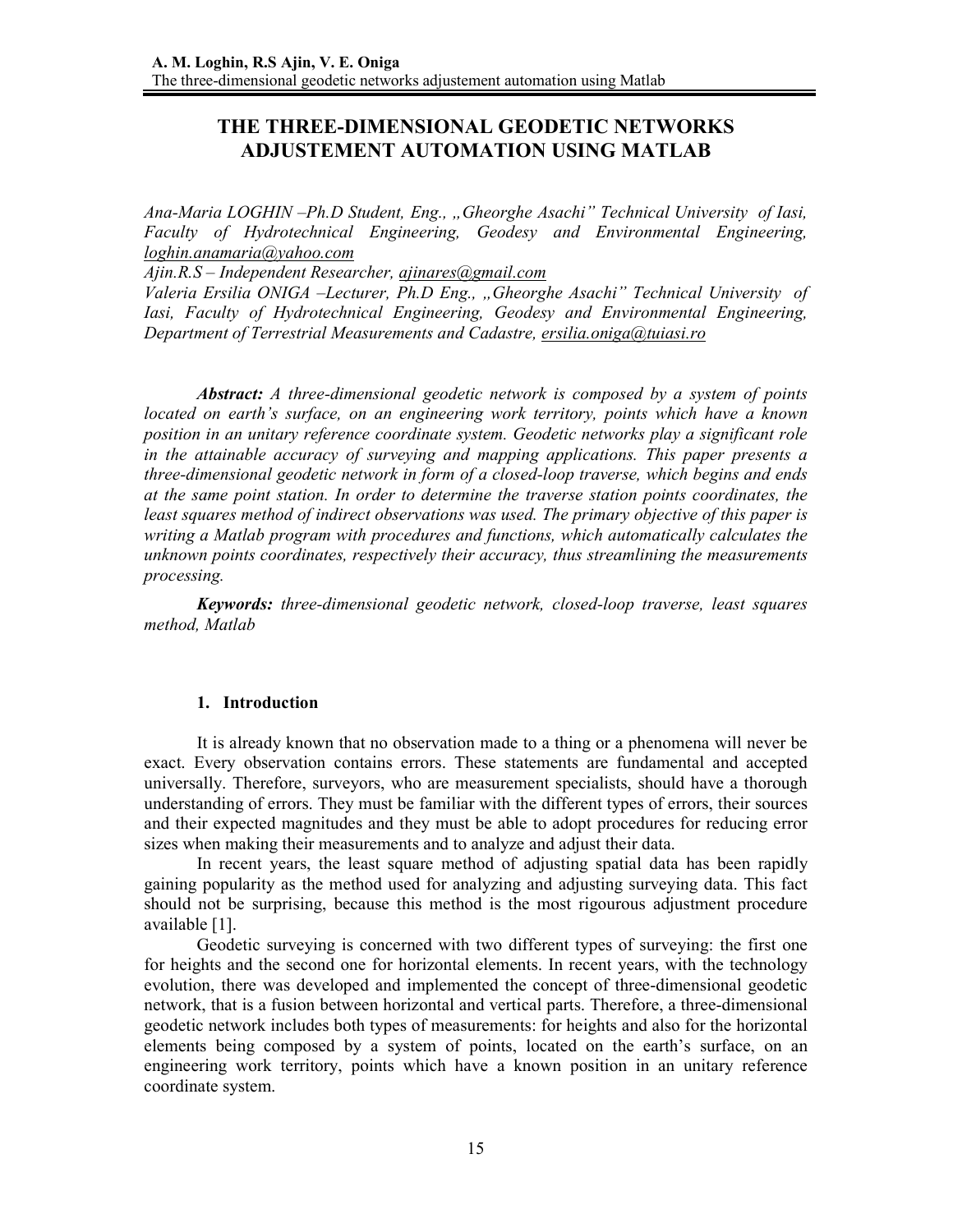# THE THREE-DIMENSIONAL GEODETIC NETWORKS ADJUSTEMENT AUTOMATION USING MATLAB

*Ana-Maria LOGHIN –Ph.D Student, Eng., „Gheorghe Asachi" Technical University of Iasi, Faculty of Hydrotechnical Engineering, Geodesy and Environmental Engineering, loghin.anamaria@yahoo.com*

*Ajin.R.S – Independent Researcher, ajinares@gmail.com*

*Valeria Ersilia ONIGA –Lecturer, Ph.D Eng., „Gheorghe Asachi" Technical University of Iasi, Faculty of Hydrotechnical Engineering, Geodesy and Environmental Engineering, Department of Terrestrial Measurements and Cadastre, ersilia.oniga@tuiasi.ro*

***Abstract:*** *A three-dimensional geodetic network is composed by a system of points located on earth's surface, on an engineering work territory, points which have a known position in an unitary reference coordinate system. Geodetic networks play a significant role in the attainable accuracy of surveying and mapping applications. This paper presents a three-dimensional geodetic network in form of a closed-loop traverse, which begins and ends at the same point station. In order to determine the traverse station points coordinates, the least squares method of indirect observations was used. The primary objective of this paper is writing a Matlab program with procedures and functions, which automatically calculates the unknown points coordinates, respectively their accuracy, thus streamlining the measurements processing.*

***Keywords:*** *three-dimensional geodetic network, closed-loop traverse, least squares method, Matlab*

## 1. Introduction

It is already known that no observation made to a thing or a phenomena will never be exact. Every observation contains errors. These statements are fundamental and accepted universally. Therefore, surveyors, who are measurement specialists, should have a thorough understanding of errors. They must be familiar with the different types of errors, their sources and their expected magnitudes and they must be able to adopt procedures for reducing error sizes when making their measurements and to analyze and adjust their data.

In recent years, the least square method of adjusting spatial data has been rapidly gaining popularity as the method used for analyzing and adjusting surveying data. This fact should not be surprising, because this method is the most rigourous adjustment procedure available [1].

Geodetic surveying is concerned with two different types of surveying: the first one for heights and the second one for horizontal elements. In recent years, with the technology evolution, there was developed and implemented the concept of three-dimensional geodetic network, that is a fusion between horizontal and vertical parts. Therefore, a three-dimensional geodetic network includes both types of measurements: for heights and also for the horizontal elements being composed by a system of points, located on the earth's surface, on an engineering work territory, points which have a known position in an unitary reference coordinate system.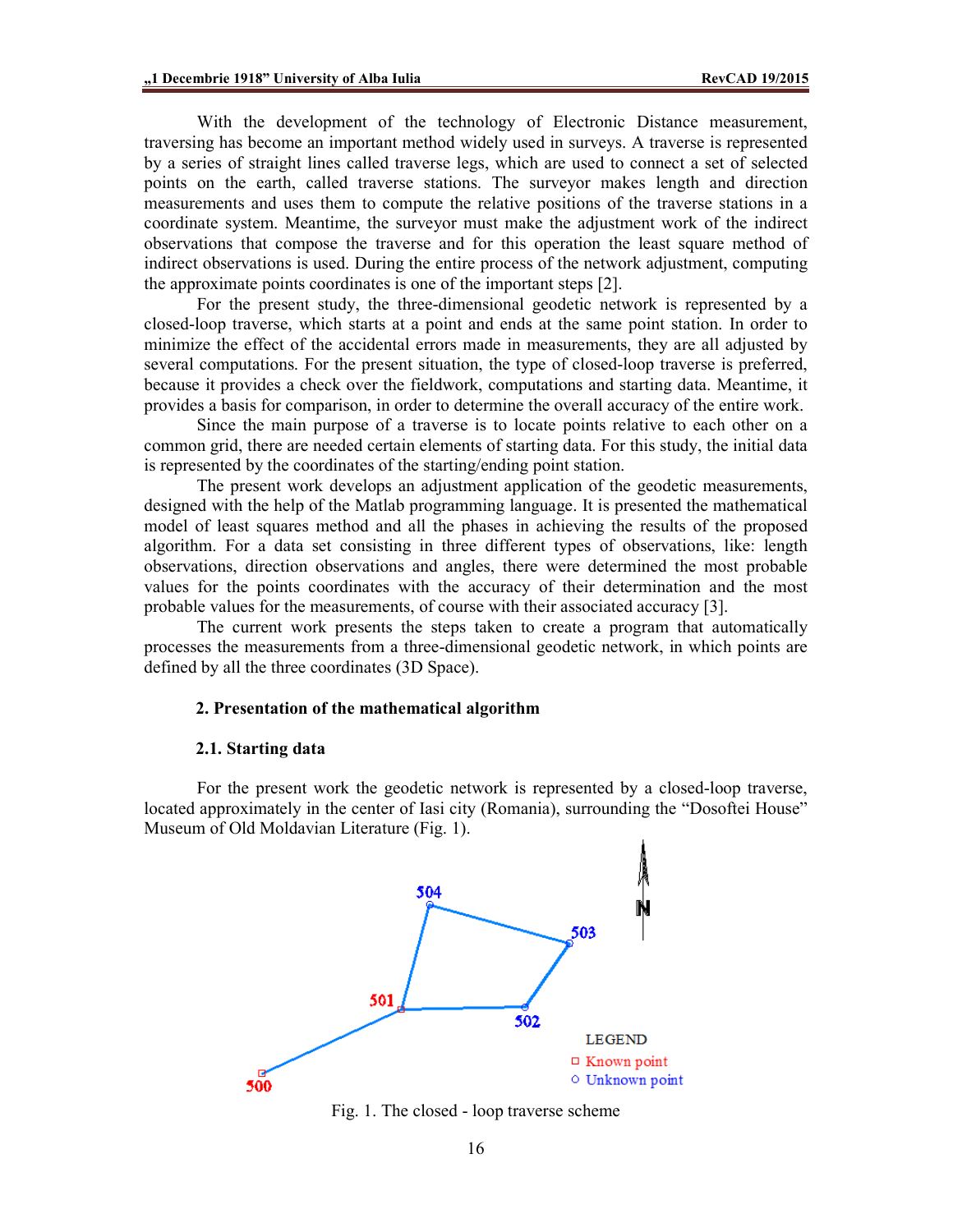With the development of the technology of Electronic Distance measurement, traversing has become an important method widely used in surveys. A traverse is represented by a series of straight lines called traverse legs, which are used to connect a set of selected points on the earth, called traverse stations. The surveyor makes length and direction measurements and uses them to compute the relative positions of the traverse stations in a coordinate system. Meantime, the surveyor must make the adjustment work of the indirect observations that compose the traverse and for this operation the least square method of indirect observations is used. During the entire process of the network adjustment, computing the approximate points coordinates is one of the important steps [2].

For the present study, the three-dimensional geodetic network is represented by a closed-loop traverse, which starts at a point and ends at the same point station. In order to minimize the effect of the accidental errors made in measurements, they are all adjusted by several computations. For the present situation, the type of closed-loop traverse is preferred, because it provides a check over the fieldwork, computations and starting data. Meantime, it provides a basis for comparison, in order to determine the overall accuracy of the entire work.

Since the main purpose of a traverse is to locate points relative to each other on a common grid, there are needed certain elements of starting data. For this study, the initial data is represented by the coordinates of the starting/ending point station.

The present work develops an adjustment application of the geodetic measurements, designed with the help of the Matlab programming language. It is presented the mathematical model of least squares method and all the phases in achieving the results of the proposed algorithm. For a data set consisting in three different types of observations, like: length observations, direction observations and angles, there were determined the most probable values for the points coordinates with the accuracy of their determination and the most probable values for the measurements, of course with their associated accuracy [3].

The current work presents the steps taken to create a program that automatically processes the measurements from a three-dimensional geodetic network, in which points are defined by all the three coordinates (3D Space).

## 2. Presentation of the mathematical algorithm

### 2.1. Starting data

For the present work the geodetic network is represented by a closed-loop traverse, located approximately in the center of Iasi city (Romania), surrounding the "Dosoftei House" Museum of Old Moldavian Literature (Fig. 1).

Fig. 1. The closed - loop traverse scheme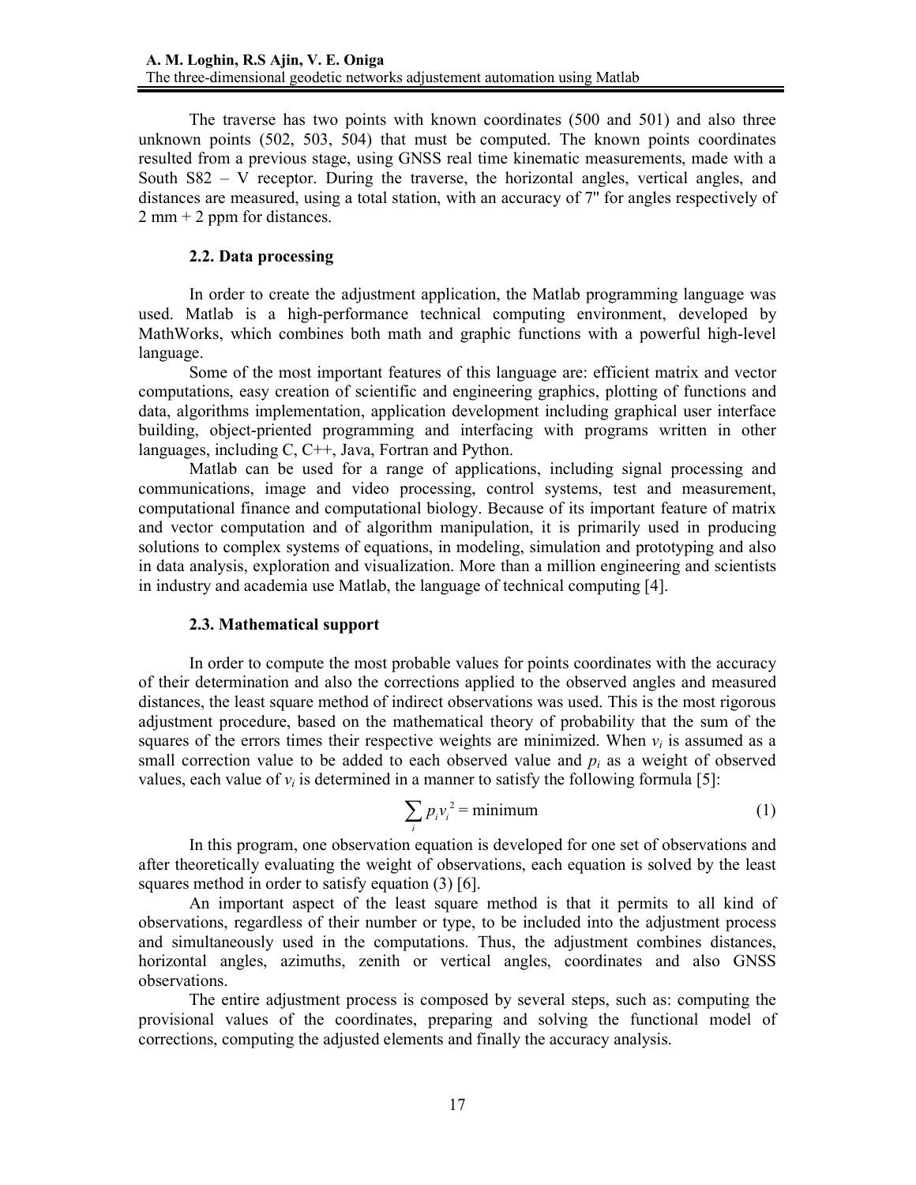The traverse has two points with known coordinates (500 and 501) and also three unknown points (502, 503, 504) that must be computed. The known points coordinates resulted from a previous stage, using GNSS real time kinematic measurements, made with a South S82 – V receptor. During the traverse, the horizontal angles, vertical angles, and distances are measured, using a total station, with an accuracy of 7" for angles respectively of 2 mm + 2 ppm for distances.

### 2.2. Data processing

In order to create the adjustment application, the Matlab programming language was used. Matlab is a high-performance technical computing environment, developed by MathWorks, which combines both math and graphic functions with a powerful high-level language.

Some of the most important features of this language are: efficient matrix and vector computations, easy creation of scientific and engineering graphics, plotting of functions and data, algorithms implementation, application development including graphical user interface building, object-priented programming and interfacing with programs written in other languages, including C, C++, Java, Fortran and Python.

Matlab can be used for a range of applications, including signal processing and communications, image and video processing, control systems, test and measurement, computational finance and computational biology. Because of its important feature of matrix and vector computation and of algorithm manipulation, it is primarily used in producing solutions to complex systems of equations, in modeling, simulation and prototyping and also in data analysis, exploration and visualization. More than a million engineering and scientists in industry and academia use Matlab, the language of technical computing [4].

### 2.3. Mathematical support

In order to compute the most probable values for points coordinates with the accuracy of their determination and also the corrections applied to the observed angles and measured distances, the least square method of indirect observations was used. This is the most rigorous adjustment procedure, based on the mathematical theory of probability that the sum of the squares of the errors times their respective weights are minimized. When $v_i$ is assumed as a small correction value to be added to each observed value and $p_i$ as a weight of observed values, each value of $v_i$ is determined in a manner to satisfy the following formula [5]:

$$\sum_i p_i v_i^2 = \text{minimum} \tag{1}$$

In this program, one observation equation is developed for one set of observations and after theoretically evaluating the weight of observations, each equation is solved by the least squares method in order to satisfy equation (3) [6].

An important aspect of the least square method is that it permits to all kind of observations, regardless of their number or type, to be included into the adjustment process and simultaneously used in the computations. Thus, the adjustment combines distances, horizontal angles, azimuths, zenith or vertical angles, coordinates and also GNSS observations.

The entire adjustment process is composed by several steps, such as: computing the provisional values of the coordinates, preparing and solving the functional model of corrections, computing the adjusted elements and finally the accuracy analysis.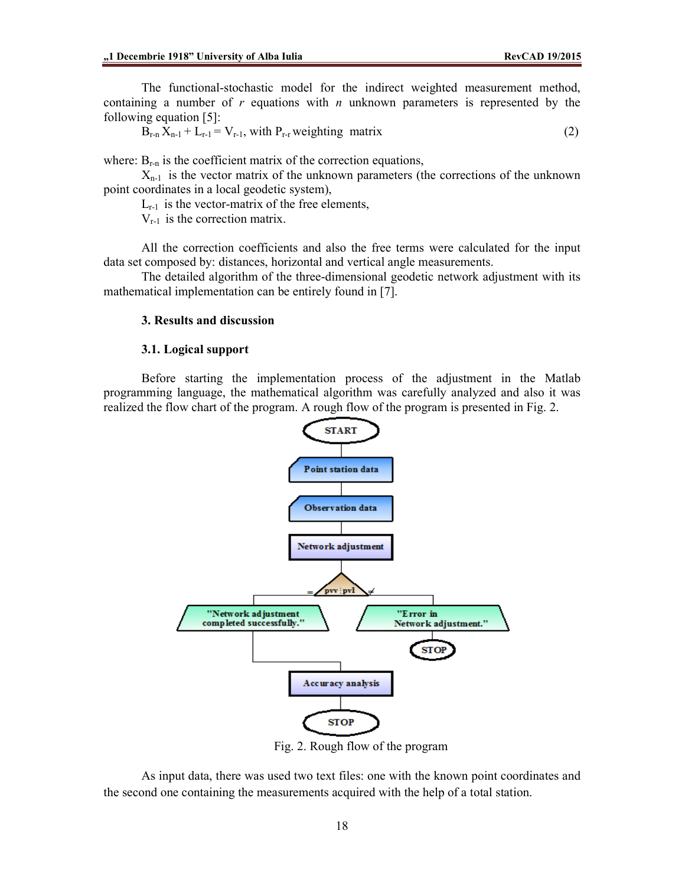The functional-stochastic model for the indirect weighted measurement method, containing a number of $r$ equations with $n$ unknown parameters is represented by the following equation [5]:

$$B_{r\text{-}n}\, X_{n\text{-}1} + L_{r\text{-}1} = V_{r\text{-}1}, \text{ with } P_{r\text{-}r} \text{ weighting matrix} \tag{2}$$

where: $B_{r\text{-}n}$ is the coefficient matrix of the correction equations,

$X_{n\text{-}1}$ is the vector matrix of the unknown parameters (the corrections of the unknown point coordinates in a local geodetic system),

$L_{r\text{-}1}$ is the vector-matrix of the free elements,

$V_{r\text{-}1}$ is the correction matrix.

All the correction coefficients and also the free terms were calculated for the input data set composed by: distances, horizontal and vertical angle measurements.

The detailed algorithm of the three-dimensional geodetic network adjustment with its mathematical implementation can be entirely found in [7].

## 3. Results and discussion

### 3.1. Logical support

Before starting the implementation process of the adjustment in the Matlab programming language, the mathematical algorithm was carefully analyzed and also it was realized the flow chart of the program. A rough flow of the program is presented in Fig. 2.

Fig. 2. Rough flow of the program

As input data, there was used two text files: one with the known point coordinates and the second one containing the measurements acquired with the help of a total station.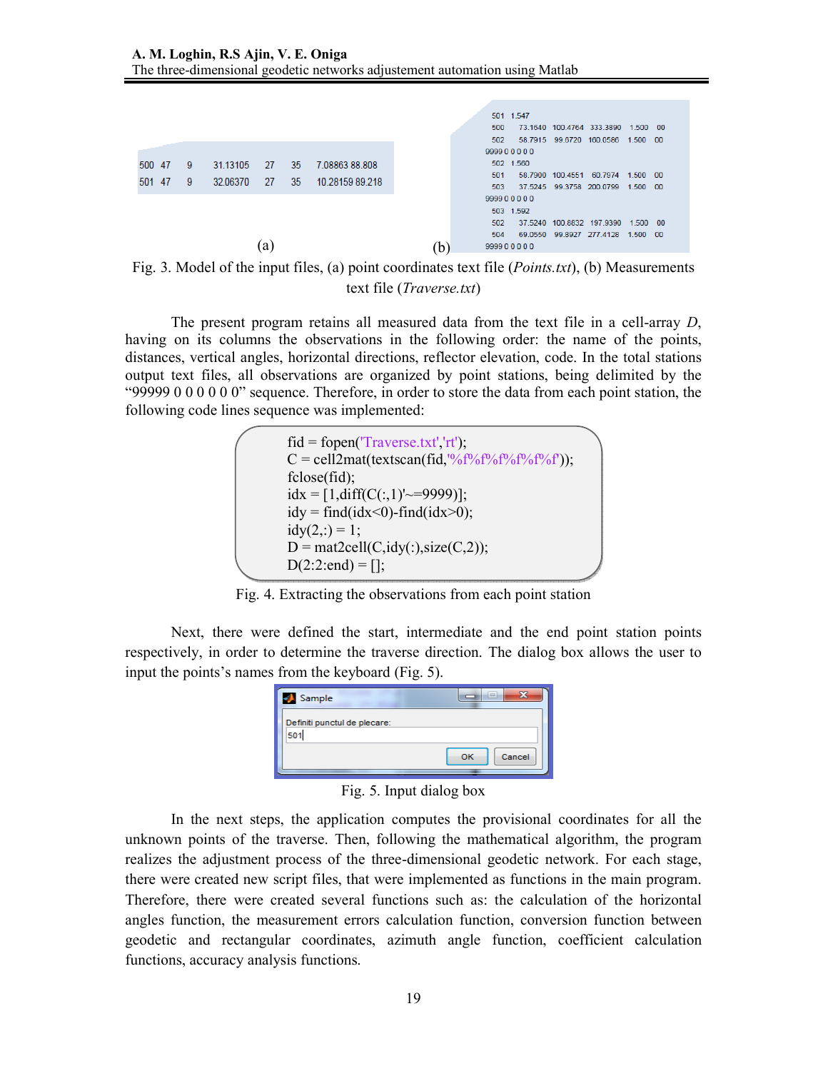```
500  47    9    31.13105    27    35    7.08863 88.808
501  47    9    32.06370    27    35    10.28159 89.218
```

(a)

```
501  1.547
500     73.1640  100.4764  333.3890   1.500   00
502     58.7915   99.6720  160.0586   1.500   00
9999 0 0 0 0 0
502  1.560
501     58.7900  100.4551   60.7974   1.500   00
503     37.5245   99.3758  200.0799   1.500   00
9999 0 0 0 0 0
503  1.592
502     37.5240  100.8832  197.9390   1.500   00
504     69.0550   99.8927  277.4128   1.500   00
9999 0 0 0 0 0
```

(b)

Fig. 3. Model of the input files, (a) point coordinates text file (*Points.txt*), (b) Measurements text file (*Traverse.txt*)

The present program retains all measured data from the text file in a cell-array *D*, having on its columns the observations in the following order: the name of the points, distances, vertical angles, horizontal directions, reflector elevation, code. In the total stations output text files, all observations are organized by point stations, being delimited by the "99999 0 0 0 0 0 0" sequence. Therefore, in order to store the data from each point station, the following code lines sequence was implemented:

```
fid = fopen('Traverse.txt','rt');
C = cell2mat(textscan(fid,'%f%f%f%f%f%f'));
fclose(fid);
idx = [1,diff(C(:,1)'~=9999)];
idy = find(idx<0)-find(idx>0);
idy(2,:) = 1;
D = mat2cell(C,idy(:),size(C,2));
D(2:2:end) = [];
```

Fig. 4. Extracting the observations from each point station

Next, there were defined the start, intermediate and the end point station points respectively, in order to determine the traverse direction. The dialog box allows the user to input the points's names from the keyboard (Fig. 5).

```
Sample
Definiti punctul de plecare:
501
[OK] [Cancel]
```

Fig. 5. Input dialog box

In the next steps, the application computes the provisional coordinates for all the unknown points of the traverse. Then, following the mathematical algorithm, the program realizes the adjustment process of the three-dimensional geodetic network. For each stage, there were created new script files, that were implemented as functions in the main program. Therefore, there were created several functions such as: the calculation of the horizontal angles function, the measurement errors calculation function, conversion function between geodetic and rectangular coordinates, azimuth angle function, coefficient calculation functions, accuracy analysis functions.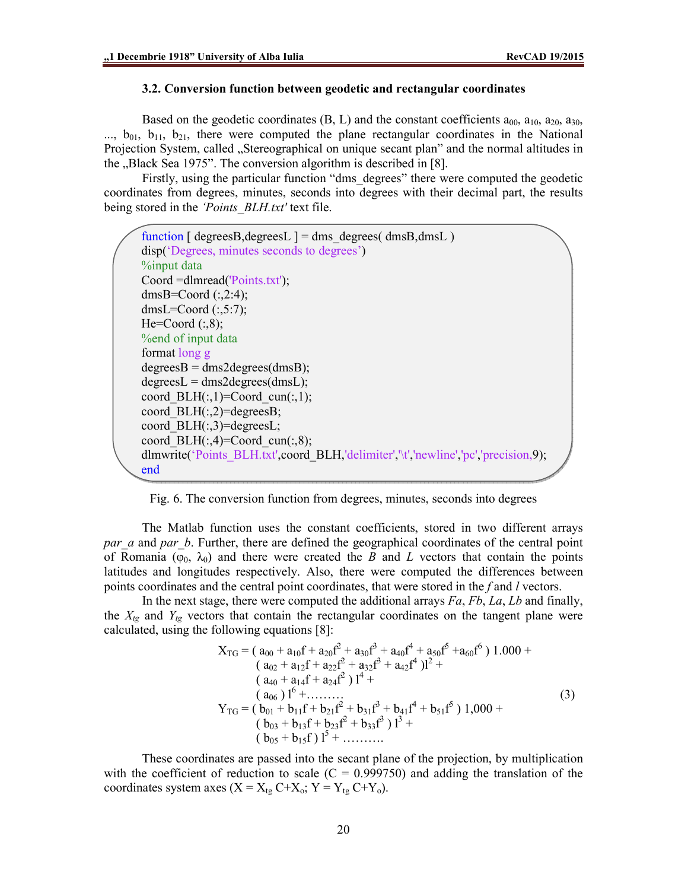### 3.2. Conversion function between geodetic and rectangular coordinates

Based on the geodetic coordinates (B, L) and the constant coefficients $a_{00}$, $a_{10}$, $a_{20}$, $a_{30}$, ..., $b_{01}$, $b_{11}$, $b_{21}$, there were computed the plane rectangular coordinates in the National Projection System, called „Stereographical on unique secant plan" and the normal altitudes in the „Black Sea 1975". The conversion algorithm is described in [8].

Firstly, using the particular function "dms_degrees" there were computed the geodetic coordinates from degrees, minutes, seconds into degrees with their decimal part, the results being stored in the *'Points_BLH.txt'* text file.

```
function [ degreesB,degreesL ] = dms_degrees( dmsB,dmsL )
disp('Degrees, minutes seconds to degrees')
%input data
Coord =dlmread('Points.txt');
dmsB=Coord (:,2:4);
dmsL=Coord (:,5:7);
He=Coord (:,8);
%end of input data
format long g
degreesB = dms2degrees(dmsB);
degreesL = dms2degrees(dmsL);
coord_BLH(:,1)=Coord_cun(:,1);
coord_BLH(:,2)=degreesB;
coord_BLH(:,3)=degreesL;
coord_BLH(:,4)=Coord_cun(:,8);
dlmwrite('Points_BLH.txt',coord_BLH,'delimiter','\t','newline','pc','precision,9);
end
```

Fig. 6. The conversion function from degrees, minutes, seconds into degrees

The Matlab function uses the constant coefficients, stored in two different arrays *par_a* and *par_b*. Further, there are defined the geographical coordinates of the central point of Romania ($\varphi_0$, $\lambda_0$) and there were created the *B* and *L* vectors that contain the points latitudes and longitudes respectively. Also, there were computed the differences between points coordinates and the central point coordinates, that were stored in the *f* and *l* vectors.

In the next stage, there were computed the additional arrays *Fa*, *Fb*, *La*, *Lb* and finally, the $X_{tg}$ and $Y_{tg}$ vectors that contain the rectangular coordinates on the tangent plane were calculated, using the following equations [8]:

$$
\begin{aligned}
X_{TG} = & ( a_{00} + a_{10}f + a_{20}f^2 + a_{30}f^3 + a_{40}f^4 + a_{50}f^5 + a_{60}f^6 )\ 1.000 + \\
& ( a_{02} + a_{12}f + a_{22}f^2 + a_{32}f^3 + a_{42}f^4 )l^2 + \\
& ( a_{40} + a_{14}f + a_{24}f^2 )\ l^4 + \\
& ( a_{06} )\ l^6 + \ldots\ldots\ldots \\
Y_{TG} = & ( b_{01} + b_{11}f + b_{21}f^2 + b_{31}f^3 + b_{41}f^4 + b_{51}f^5 )\ 1{,}000 + \\
& ( b_{03} + b_{13}f + b_{23}f^2 + b_{33}f^3 )\ l^3 + \\
& ( b_{05} + b_{15}f )\ l^5 + \ldots\ldots\ldots.
\end{aligned}
\tag{3}
$$

These coordinates are passed into the secant plane of the projection, by multiplication with the coefficient of reduction to scale (C = 0.999750) and adding the translation of the coordinates system axes ($X = X_{tg}\,C + X_o$; $Y = Y_{tg}\,C + Y_o$).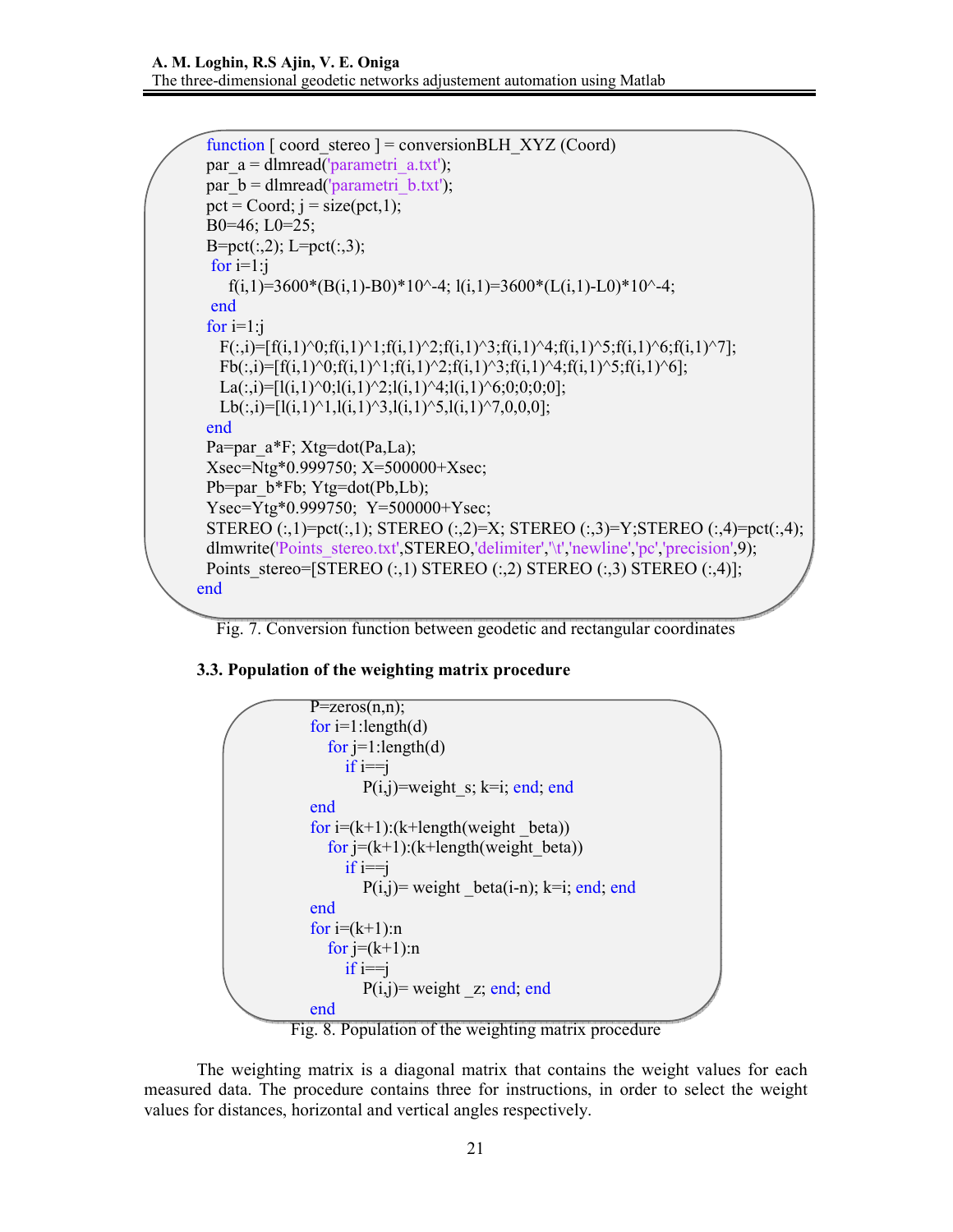```
function [ coord_stereo ] = conversionBLH_XYZ (Coord)
par_a = dlmread('parametri_a.txt');
par_b = dlmread('parametri_b.txt');
pct = Coord; j = size(pct,1);
B0=46; L0=25;
B=pct(:,2); L=pct(:,3);
 for i=1:j
    f(i,1)=3600*(B(i,1)-B0)*10^-4; l(i,1)=3600*(L(i,1)-L0)*10^-4;
 end
for i=1:j
   F(:,i)=[f(i,1)^0;f(i,1)^1;f(i,1)^2;f(i,1)^3;f(i,1)^4;f(i,1)^5;f(i,1)^6;f(i,1)^7];
   Fb(:,i)=[f(i,1)^0;f(i,1)^1;f(i,1)^2;f(i,1)^3;f(i,1)^4;f(i,1)^5;f(i,1)^6];
   La(:,i)=[l(i,1)^0;l(i,1)^2;l(i,1)^4;l(i,1)^6;0;0;0;0];
   Lb(:,i)=[l(i,1)^1,l(i,1)^3,l(i,1)^5,l(i,1)^7,0,0,0];
end
Pa=par_a*F; Xtg=dot(Pa,La);
Xsec=Ntg*0.999750; X=500000+Xsec;
Pb=par_b*Fb; Ytg=dot(Pb,Lb);
Ysec=Ytg*0.999750;  Y=500000+Ysec;
STEREO (:,1)=pct(:,1); STEREO (:,2)=X; STEREO (:,3)=Y;STEREO (:,4)=pct(:,4);
dlmwrite('Points_stereo.txt',STEREO,'delimiter','\t','newline','pc','precision',9);
Points_stereo=[STEREO (:,1) STEREO (:,2) STEREO (:,3) STEREO (:,4)];
end
```

Fig. 7. Conversion function between geodetic and rectangular coordinates

### 3.3. Population of the weighting matrix procedure

```
P=zeros(n,n);
for i=1:length(d)
   for j=1:length(d)
      if i==j
         P(i,j)=weight_s; k=i; end; end
end
for i=(k+1):(k+length(weight _beta))
   for j=(k+1):(k+length(weight_beta))
      if i==j
         P(i,j)= weight _beta(i-n); k=i; end; end
end
for i=(k+1):n
   for j=(k+1):n
      if i==j
         P(i,j)= weight _z; end; end
end
```

Fig. 8. Population of the weighting matrix procedure

The weighting matrix is a diagonal matrix that contains the weight values for each measured data. The procedure contains three for instructions, in order to select the weight values for distances, horizontal and vertical angles respectively.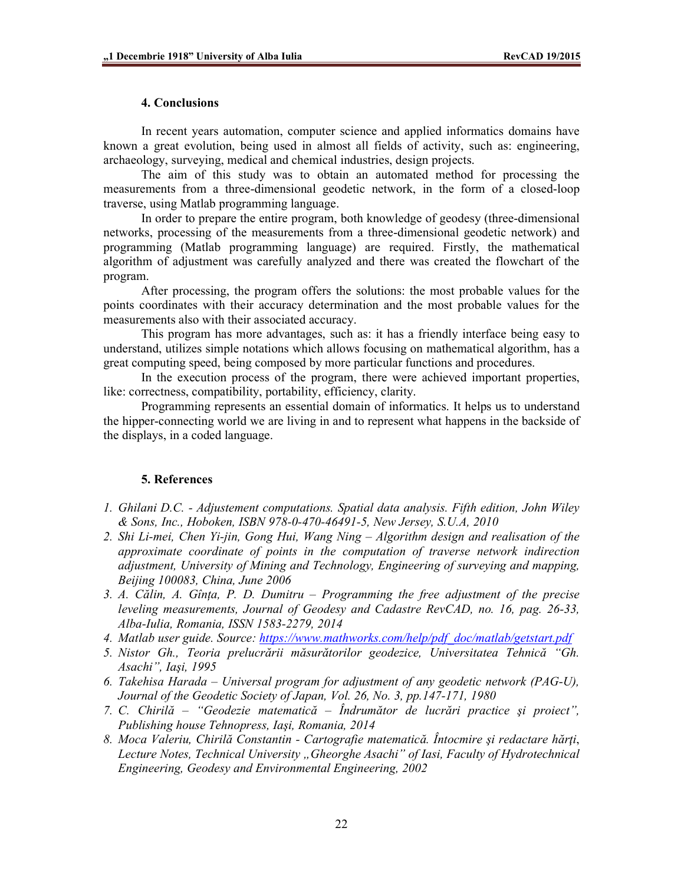## 4. Conclusions

In recent years automation, computer science and applied informatics domains have known a great evolution, being used in almost all fields of activity, such as: engineering, archaeology, surveying, medical and chemical industries, design projects.

The aim of this study was to obtain an automated method for processing the measurements from a three-dimensional geodetic network, in the form of a closed-loop traverse, using Matlab programming language.

In order to prepare the entire program, both knowledge of geodesy (three-dimensional networks, processing of the measurements from a three-dimensional geodetic network) and programming (Matlab programming language) are required. Firstly, the mathematical algorithm of adjustment was carefully analyzed and there was created the flowchart of the program.

After processing, the program offers the solutions: the most probable values for the points coordinates with their accuracy determination and the most probable values for the measurements also with their associated accuracy.

This program has more advantages, such as: it has a friendly interface being easy to understand, utilizes simple notations which allows focusing on mathematical algorithm, has a great computing speed, being composed by more particular functions and procedures.

In the execution process of the program, there were achieved important properties, like: correctness, compatibility, portability, efficiency, clarity.

Programming represents an essential domain of informatics. It helps us to understand the hipper-connecting world we are living in and to represent what happens in the backside of the displays, in a coded language.

## 5. References

1. *Ghilani D.C. - Adjustement computations. Spatial data analysis. Fifth edition, John Wiley & Sons, Inc., Hoboken, ISBN 978-0-470-46491-5, New Jersey, S.U.A, 2010*
2. *Shi Li-mei, Chen Yi-jin, Gong Hui, Wang Ning – Algorithm design and realisation of the approximate coordinate of points in the computation of traverse network indirection adjustment, University of Mining and Technology, Engineering of surveying and mapping, Beijing 100083, China, June 2006*
3. *A. Călin, A. Gînța, P. D. Dumitru – Programming the free adjustment of the precise leveling measurements, Journal of Geodesy and Cadastre RevCAD, no. 16, pag. 26-33, Alba-Iulia, Romania, ISSN 1583-2279, 2014*
4. *Matlab user guide. Source: https://www.mathworks.com/help/pdf_doc/matlab/getstart.pdf*
5. *Nistor Gh., Teoria prelucrării măsurătorilor geodezice, Universitatea Tehnică "Gh. Asachi", Iaşi, 1995*
6. *Takehisa Harada – Universal program for adjustment of any geodetic network (PAG-U), Journal of the Geodetic Society of Japan, Vol. 26, No. 3, pp.147-171, 1980*
7. *C. Chirilă – "Geodezie matematică – Îndrumător de lucrări practice şi proiect", Publishing house Tehnopress, Iaşi, Romania, 2014*
8. *Moca Valeriu, Chirilă Constantin - Cartografie matematică. Întocmire şi redactare hărţi, Lecture Notes, Technical University „Gheorghe Asachi" of Iasi, Faculty of Hydrotechnical Engineering, Geodesy and Environmental Engineering, 2002*